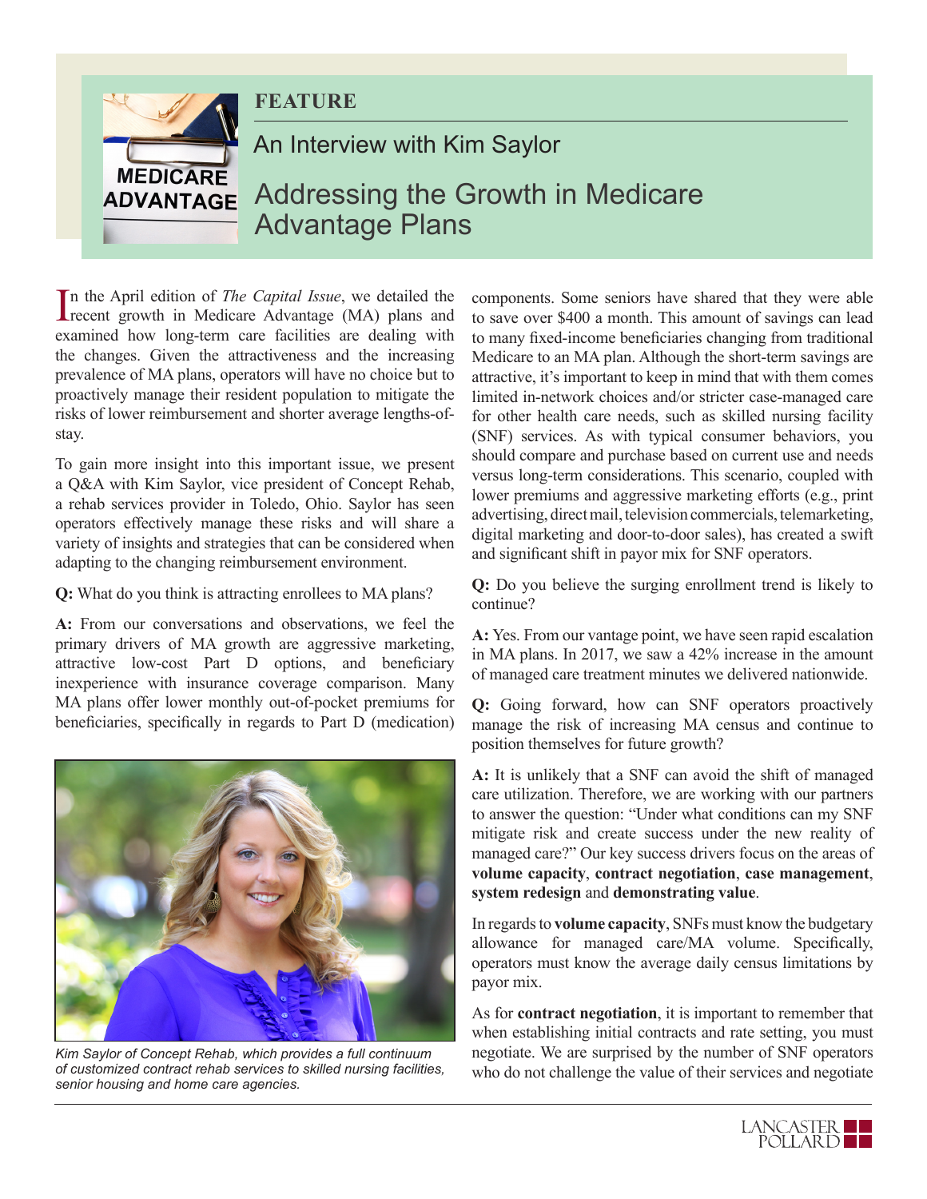**FEATURE**

## An Interview with Kim Saylor

# Addressing the Growth in Medicare Advantage Plans

In the April edition of *The Capital Issue*, we detailed the recent growth in Medicare Advantage (MA) plans and examined how long-term care facilities are dealing with the changes. Given the attractiveness and the increasing prevalence of MA plans, operators will have no choice but to proactively manage their resident population to mitigate the risks of lower reimbursement and shorter average lengths-of-stay.

To gain more insight into this important issue, we present a Q&A with Kim Saylor, vice president of Concept Rehab, a rehab services provider in Toledo, Ohio. Saylor has seen operators effectively manage these risks and will share a variety of insights and strategies that can be considered when adapting to the changing reimbursement environment.

**Q:** What do you think is attracting enrollees to MA plans?

**A:** From our conversations and observations, we feel the primary drivers of MA growth are aggressive marketing, attractive low-cost Part D options, and beneficiary inexperience with insurance coverage comparison. Many MA plans offer lower monthly out-of-pocket premiums for beneficiaries, specifically in regards to Part D (medication) components. Some seniors have shared that they were able to save over $400 a month. This amount of savings can lead to many fixed-income beneficiaries changing from traditional Medicare to an MA plan. Although the short-term savings are attractive, it's important to keep in mind that with them comes limited in-network choices and/or stricter case-managed care for other health care needs, such as skilled nursing facility (SNF) services. As with typical consumer behaviors, you should compare and purchase based on current use and needs versus long-term considerations. This scenario, coupled with lower premiums and aggressive marketing efforts (e.g., print advertising, direct mail, television commercials, telemarketing, digital marketing and door-to-door sales), has created a swift and significant shift in payor mix for SNF operators.

*Kim Saylor of Concept Rehab, which provides a full continuum of customized contract rehab services to skilled nursing facilities, senior housing and home care agencies.*

**Q:** Do you believe the surging enrollment trend is likely to continue?

**A:** Yes. From our vantage point, we have seen rapid escalation in MA plans. In 2017, we saw a 42% increase in the amount of managed care treatment minutes we delivered nationwide.

**Q:** Going forward, how can SNF operators proactively manage the risk of increasing MA census and continue to position themselves for future growth?

**A:** It is unlikely that a SNF can avoid the shift of managed care utilization. Therefore, we are working with our partners to answer the question: "Under what conditions can my SNF mitigate risk and create success under the new reality of managed care?" Our key success drivers focus on the areas of **volume capacity**, **contract negotiation**, **case management**, **system redesign** and **demonstrating value**.

In regards to **volume capacity**, SNFs must know the budgetary allowance for managed care/MA volume. Specifically, operators must know the average daily census limitations by payor mix.

As for **contract negotiation**, it is important to remember that when establishing initial contracts and rate setting, you must negotiate. We are surprised by the number of SNF operators who do not challenge the value of their services and negotiate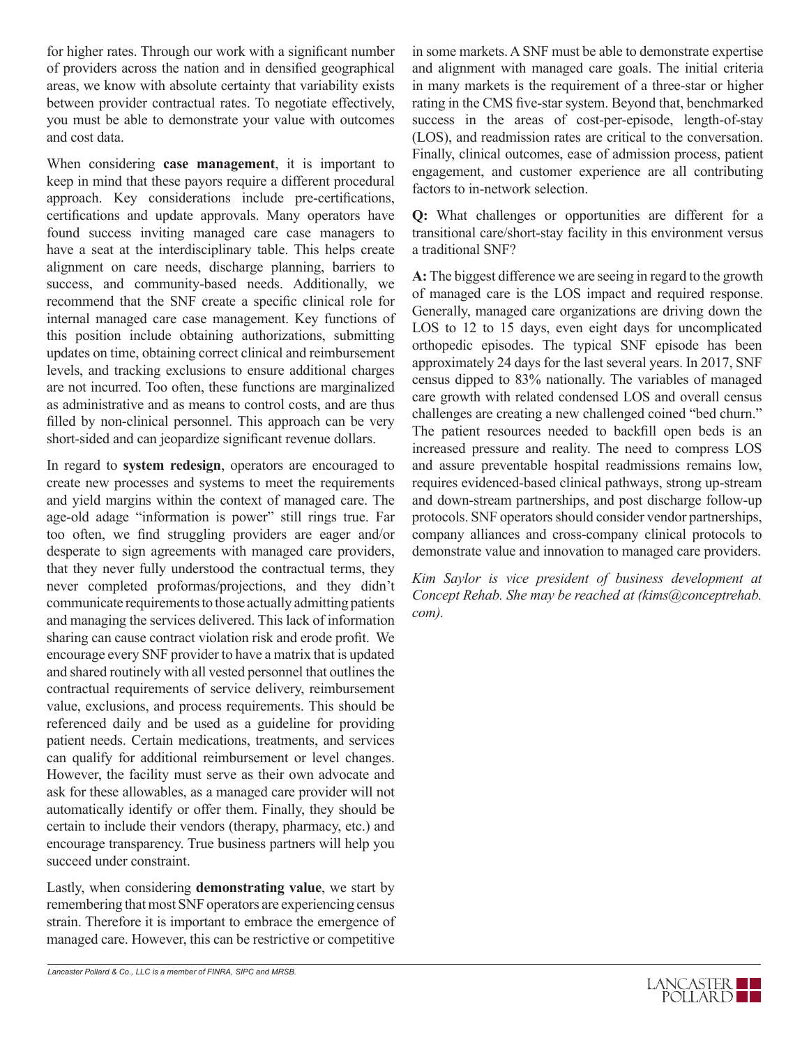for higher rates. Through our work with a significant number of providers across the nation and in densified geographical areas, we know with absolute certainty that variability exists between provider contractual rates. To negotiate effectively, you must be able to demonstrate your value with outcomes and cost data.

When considering **case management**, it is important to keep in mind that these payors require a different procedural approach. Key considerations include pre-certifications, certifications and update approvals. Many operators have found success inviting managed care case managers to have a seat at the interdisciplinary table. This helps create alignment on care needs, discharge planning, barriers to success, and community-based needs. Additionally, we recommend that the SNF create a specific clinical role for internal managed care case management. Key functions of this position include obtaining authorizations, submitting updates on time, obtaining correct clinical and reimbursement levels, and tracking exclusions to ensure additional charges are not incurred. Too often, these functions are marginalized as administrative and as means to control costs, and are thus filled by non-clinical personnel. This approach can be very short-sided and can jeopardize significant revenue dollars.

In regard to **system redesign**, operators are encouraged to create new processes and systems to meet the requirements and yield margins within the context of managed care. The age-old adage "information is power" still rings true. Far too often, we find struggling providers are eager and/or desperate to sign agreements with managed care providers, that they never fully understood the contractual terms, they never completed proformas/projections, and they didn't communicate requirements to those actually admitting patients and managing the services delivered. This lack of information sharing can cause contract violation risk and erode profit. We encourage every SNF provider to have a matrix that is updated and shared routinely with all vested personnel that outlines the contractual requirements of service delivery, reimbursement value, exclusions, and process requirements. This should be referenced daily and be used as a guideline for providing patient needs. Certain medications, treatments, and services can qualify for additional reimbursement or level changes. However, the facility must serve as their own advocate and ask for these allowables, as a managed care provider will not automatically identify or offer them. Finally, they should be certain to include their vendors (therapy, pharmacy, etc.) and encourage transparency. True business partners will help you succeed under constraint.

Lastly, when considering **demonstrating value**, we start by remembering that most SNF operators are experiencing census strain. Therefore it is important to embrace the emergence of managed care. However, this can be restrictive or competitive in some markets. A SNF must be able to demonstrate expertise and alignment with managed care goals. The initial criteria in many markets is the requirement of a three-star or higher rating in the CMS five-star system. Beyond that, benchmarked success in the areas of cost-per-episode, length-of-stay (LOS), and readmission rates are critical to the conversation. Finally, clinical outcomes, ease of admission process, patient engagement, and customer experience are all contributing factors to in-network selection.

**Q:** What challenges or opportunities are different for a transitional care/short-stay facility in this environment versus a traditional SNF?

**A:** The biggest difference we are seeing in regard to the growth of managed care is the LOS impact and required response. Generally, managed care organizations are driving down the LOS to 12 to 15 days, even eight days for uncomplicated orthopedic episodes. The typical SNF episode has been approximately 24 days for the last several years. In 2017, SNF census dipped to 83% nationally. The variables of managed care growth with related condensed LOS and overall census challenges are creating a new challenged coined "bed churn." The patient resources needed to backfill open beds is an increased pressure and reality. The need to compress LOS and assure preventable hospital readmissions remains low, requires evidenced-based clinical pathways, strong up-stream and down-stream partnerships, and post discharge follow-up protocols. SNF operators should consider vendor partnerships, company alliances and cross-company clinical protocols to demonstrate value and innovation to managed care providers.

*Kim Saylor is vice president of business development at Concept Rehab. She may be reached at (kims@conceptrehab.com).*

*Lancaster Pollard & Co., LLC is a member of FINRA, SIPC and MRSB.*